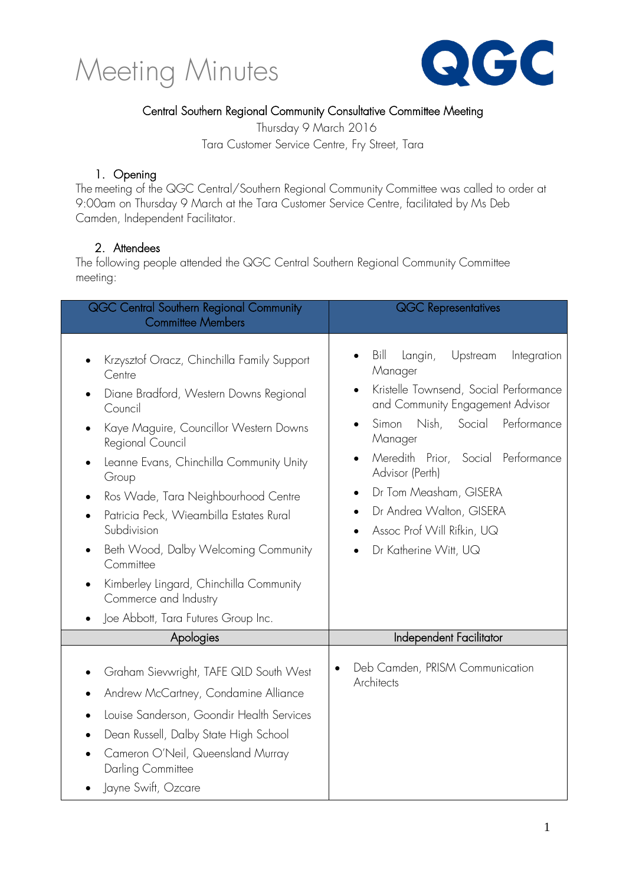# Meeting Minutes

QGC

Central Southern Regional Community Consultative Committee Meeting

Thursday 9 March 2016

Tara Customer Service Centre, Fry Street, Tara

## 1. Opening

The meeting of the QGC Central/Southern Regional Community Committee was called to order at 9:00am on Thursday 9 March at the Tara Customer Service Centre, facilitated by Ms Deb Camden, Independent Facilitator.

## 2. Attendees

The following people attended the QGC Central Southern Regional Community Committee meeting:

| QGC Central Southern Regional Community Committee Members | QGC Representatives |
|---|---|
| • Krzysztof Oracz, Chinchilla Family Support Centre<br>• Diane Bradford, Western Downs Regional Council<br>• Kaye Maguire, Councillor Western Downs Regional Council<br>• Leanne Evans, Chinchilla Community Unity Group<br>• Ros Wade, Tara Neighbourhood Centre<br>• Patricia Peck, Wieambilla Estates Rural Subdivision<br>• Beth Wood, Dalby Welcoming Community Committee<br>• Kimberley Lingard, Chinchilla Community Commerce and Industry<br>• Joe Abbott, Tara Futures Group Inc. | • Bill Langin, Upstream Integration Manager<br>• Kristelle Townsend, Social Performance and Community Engagement Advisor<br>• Simon Nish, Social Performance Manager<br>• Meredith Prior, Social Performance Advisor (Perth)<br>• Dr Tom Measham, GISERA<br>• Dr Andrea Walton, GISERA<br>• Assoc Prof Will Rifkin, UQ<br>• Dr Katherine Witt, UQ |
| **Apologies** | **Independent Facilitator** |
| • Graham Sievwright, TAFE QLD South West<br>• Andrew McCartney, Condamine Alliance<br>• Louise Sanderson, Goondir Health Services<br>• Dean Russell, Dalby State High School<br>• Cameron O'Neil, Queensland Murray Darling Committee<br>• Jayne Swift, Ozcare | • Deb Camden, PRISM Communication Architects |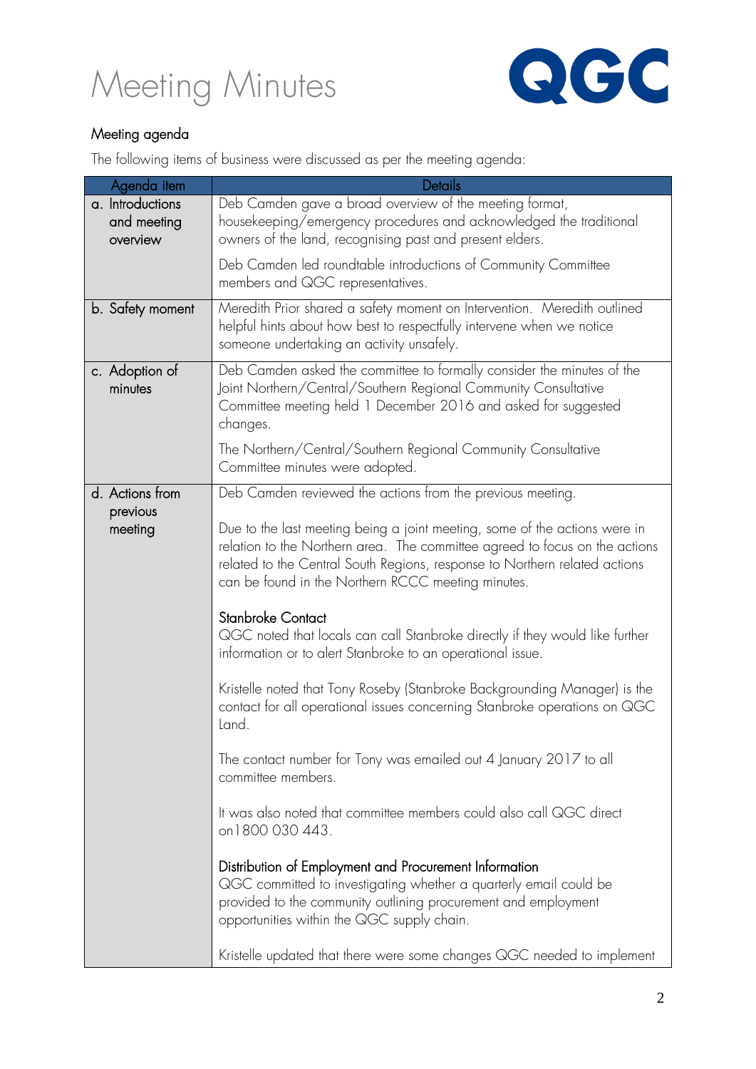# Meeting Minutes

## Meeting agenda

The following items of business were discussed as per the meeting agenda:

| Agenda item | Details |
|---|---|
| a. Introductions and meeting overview | Deb Camden gave a broad overview of the meeting format, housekeeping/emergency procedures and acknowledged the traditional owners of the land, recognising past and present elders.<br><br>Deb Camden led roundtable introductions of Community Committee members and QGC representatives. |
| b. Safety moment | Meredith Prior shared a safety moment on Intervention. Meredith outlined helpful hints about how best to respectfully intervene when we notice someone undertaking an activity unsafely. |
| c. Adoption of minutes | Deb Camden asked the committee to formally consider the minutes of the Joint Northern/Central/Southern Regional Community Consultative Committee meeting held 1 December 2016 and asked for suggested changes.<br><br>The Northern/Central/Southern Regional Community Consultative Committee minutes were adopted. |
| d. Actions from previous meeting | Deb Camden reviewed the actions from the previous meeting.<br><br>Due to the last meeting being a joint meeting, some of the actions were in relation to the Northern area. The committee agreed to focus on the actions related to the Central South Regions, response to Northern related actions can be found in the Northern RCCC meeting minutes.<br><br>Stanbroke Contact<br>QGC noted that locals can call Stanbroke directly if they would like further information or to alert Stanbroke to an operational issue.<br><br>Kristelle noted that Tony Roseby (Stanbroke Backgrounding Manager) is the contact for all operational issues concerning Stanbroke operations on QGC Land.<br><br>The contact number for Tony was emailed out 4 January 2017 to all committee members.<br><br>It was also noted that committee members could also call QGC direct on1800 030 443.<br><br>Distribution of Employment and Procurement Information<br>QGC committed to investigating whether a quarterly email could be provided to the community outlining procurement and employment opportunities within the QGC supply chain.<br><br>Kristelle updated that there were some changes QGC needed to implement |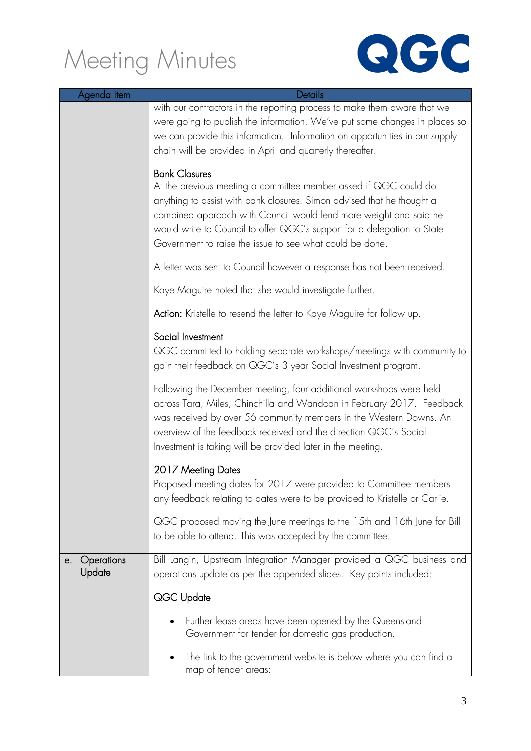# Meeting Minutes

| Agenda item | Details |
| --- | --- |
| | with our contractors in the reporting process to make them aware that we were going to publish the information. We've put some changes in places so we can provide this information. Information on opportunities in our supply chain will be provided in April and quarterly thereafter.<br><br>Bank Closures<br>At the previous meeting a committee member asked if QGC could do anything to assist with bank closures. Simon advised that he thought a combined approach with Council would lend more weight and said he would write to Council to offer QGC's support for a delegation to State Government to raise the issue to see what could be done.<br><br>A letter was sent to Council however a response has not been received.<br><br>Kaye Maguire noted that she would investigate further.<br><br>**Action:** Kristelle to resend the letter to Kaye Maguire for follow up.<br><br>Social Investment<br>QGC committed to holding separate workshops/meetings with community to gain their feedback on QGC's 3 year Social Investment program.<br><br>Following the December meeting, four additional workshops were held across Tara, Miles, Chinchilla and Wandoan in February 2017. Feedback was received by over 56 community members in the Western Downs. An overview of the feedback received and the direction QGC's Social Investment is taking will be provided later in the meeting.<br><br>2017 Meeting Dates<br>Proposed meeting dates for 2017 were provided to Committee members any feedback relating to dates were to be provided to Kristelle or Carlie.<br><br>QGC proposed moving the June meetings to the 15th and 16th June for Bill to be able to attend. This was accepted by the committee. |
| e. Operations Update | Bill Langin, Upstream Integration Manager provided a QGC business and operations update as per the appended slides. Key points included:<br><br>QGC Update<br><br>• Further lease areas have been opened by the Queensland Government for tender for domestic gas production.<br><br>• The link to the government website is below where you can find a map of tender areas: |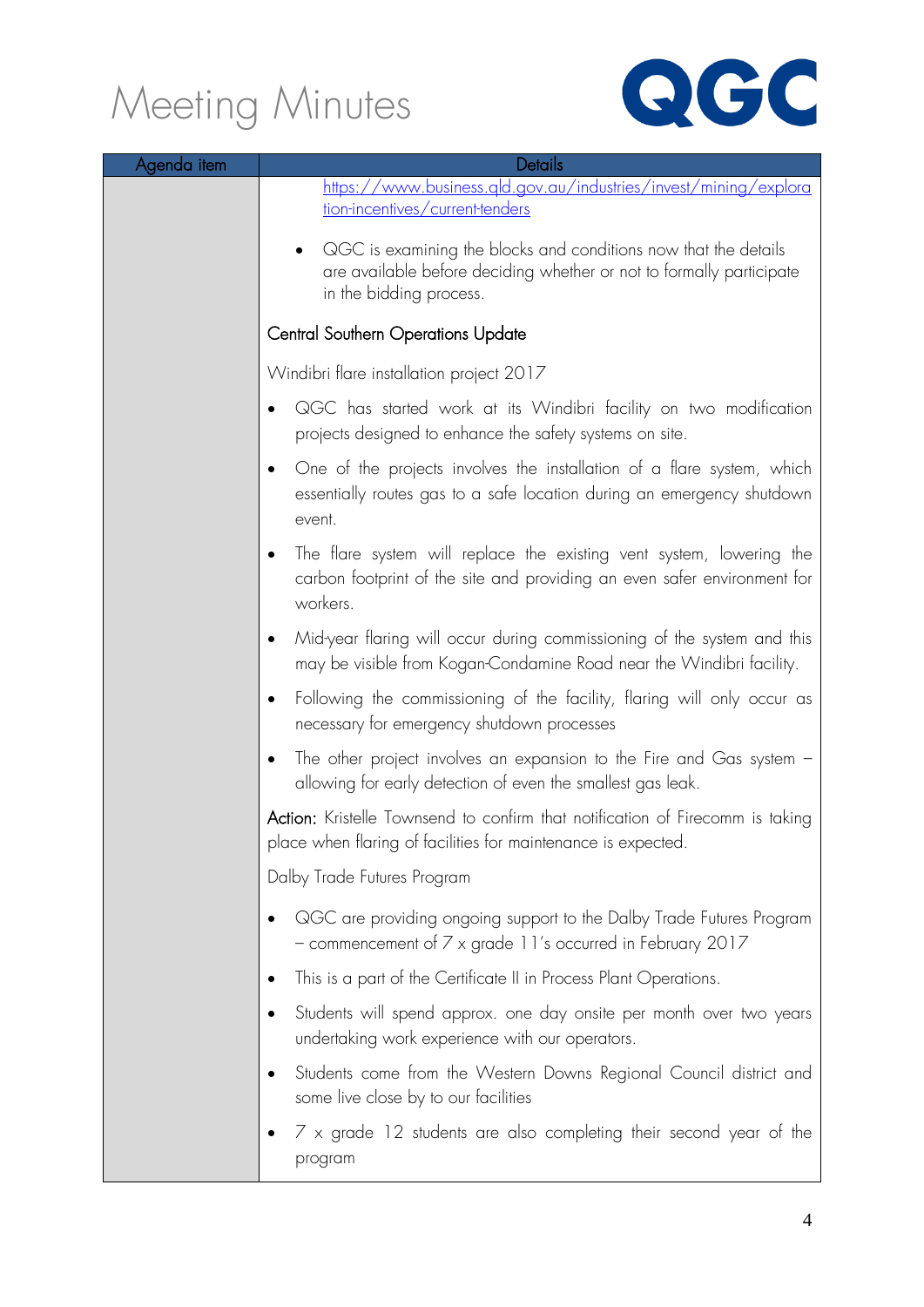# Meeting Minutes

| Agenda item | Details |
|---|---|
| | https://www.business.qld.gov.au/industries/invest/mining/exploration-incentives/current-tenders<br><br>• QGC is examining the blocks and conditions now that the details are available before deciding whether or not to formally participate in the bidding process.<br><br>Central Southern Operations Update<br><br>Windibri flare installation project 2017<br><br>• QGC has started work at its Windibri facility on two modification projects designed to enhance the safety systems on site.<br>• One of the projects involves the installation of a flare system, which essentially routes gas to a safe location during an emergency shutdown event.<br>• The flare system will replace the existing vent system, lowering the carbon footprint of the site and providing an even safer environment for workers.<br>• Mid-year flaring will occur during commissioning of the system and this may be visible from Kogan-Condamine Road near the Windibri facility.<br>• Following the commissioning of the facility, flaring will only occur as necessary for emergency shutdown processes<br>• The other project involves an expansion to the Fire and Gas system – allowing for early detection of even the smallest gas leak.<br><br>**Action:** Kristelle Townsend to confirm that notification of Firecomm is taking place when flaring of facilities for maintenance is expected.<br><br>Dalby Trade Futures Program<br><br>• QGC are providing ongoing support to the Dalby Trade Futures Program – commencement of 7 x grade 11's occurred in February 2017<br>• This is a part of the Certificate II in Process Plant Operations.<br>• Students will spend approx. one day onsite per month over two years undertaking work experience with our operators.<br>• Students come from the Western Downs Regional Council district and some live close by to our facilities<br>• 7 x grade 12 students are also completing their second year of the program |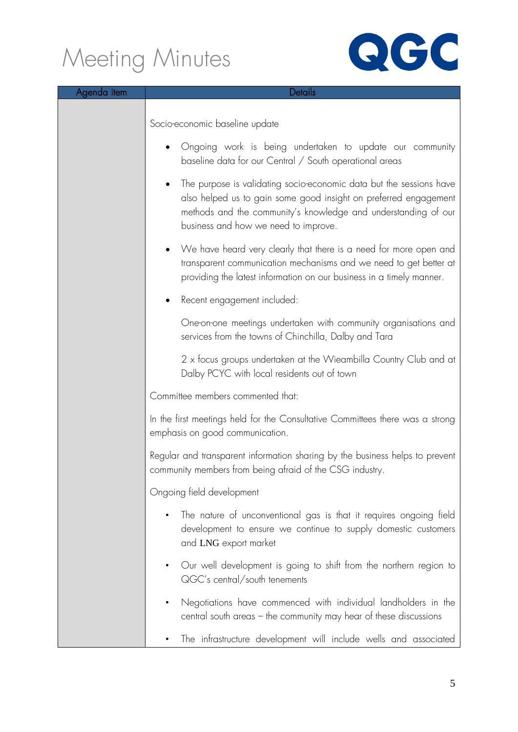# Meeting Minutes

| Agenda item | Details |
|---|---|
| | Socio-economic baseline update<br><br>• Ongoing work is being undertaken to update our community baseline data for our Central / South operational areas<br><br>• The purpose is validating socio-economic data but the sessions have also helped us to gain some good insight on preferred engagement methods and the community's knowledge and understanding of our business and how we need to improve.<br><br>• We have heard very clearly that there is a need for more open and transparent communication mechanisms and we need to get better at providing the latest information on our business in a timely manner.<br><br>• Recent engagement included:<br><br>One-on-one meetings undertaken with community organisations and services from the towns of Chinchilla, Dalby and Tara<br><br>2 x focus groups undertaken at the Wieambilla Country Club and at Dalby PCYC with local residents out of town<br><br>Committee members commented that:<br><br>In the first meetings held for the Consultative Committees there was a strong emphasis on good communication.<br><br>Regular and transparent information sharing by the business helps to prevent community members from being afraid of the CSG industry.<br><br>Ongoing field development<br><br>• The nature of unconventional gas is that it requires ongoing field development to ensure we continue to supply domestic customers and LNG export market<br><br>• Our well development is going to shift from the northern region to QGC's central/south tenements<br><br>• Negotiations have commenced with individual landholders in the central south areas – the community may hear of these discussions<br><br>• The infrastructure development will include wells and associated |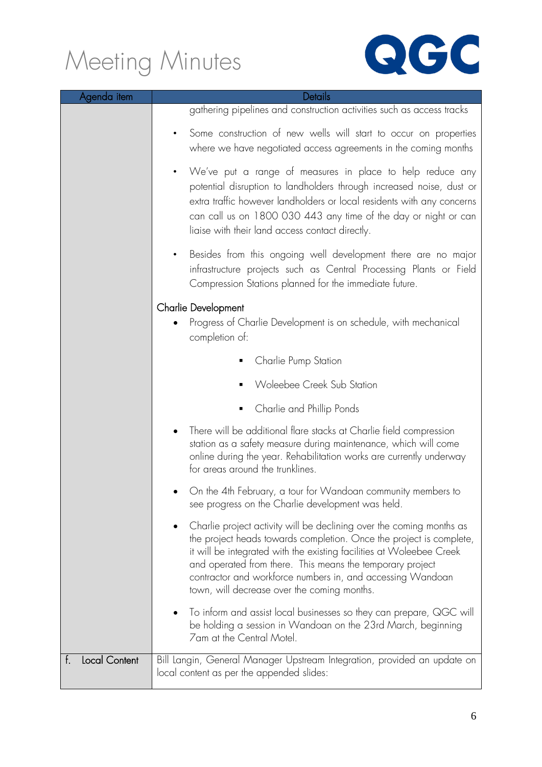# Meeting Minutes

| Agenda item | Details |
| --- | --- |
| | gathering pipelines and construction activities such as access tracks<br><br>• Some construction of new wells will start to occur on properties where we have negotiated access agreements in the coming months<br><br>• We've put a range of measures in place to help reduce any potential disruption to landholders through increased noise, dust or extra traffic however landholders or local residents with any concerns can call us on 1800 030 443 any time of the day or night or can liaise with their land access contact directly.<br><br>• Besides from this ongoing well development there are no major infrastructure projects such as Central Processing Plants or Field Compression Stations planned for the immediate future.<br><br>Charlie Development<br><br>• Progress of Charlie Development is on schedule, with mechanical completion of:<br>  ▪ Charlie Pump Station<br>  ▪ Woleebee Creek Sub Station<br>  ▪ Charlie and Phillip Ponds<br><br>• There will be additional flare stacks at Charlie field compression station as a safety measure during maintenance, which will come online during the year. Rehabilitation works are currently underway for areas around the trunklines.<br><br>• On the 4th February, a tour for Wandoan community members to see progress on the Charlie development was held.<br><br>• Charlie project activity will be declining over the coming months as the project heads towards completion. Once the project is complete, it will be integrated with the existing facilities at Woleebee Creek and operated from there. This means the temporary project contractor and workforce numbers in, and accessing Wandoan town, will decrease over the coming months.<br><br>• To inform and assist local businesses so they can prepare, QGC will be holding a session in Wandoan on the 23rd March, beginning 7am at the Central Motel. |
| f. Local Content | Bill Langin, General Manager Upstream Integration, provided an update on local content as per the appended slides: |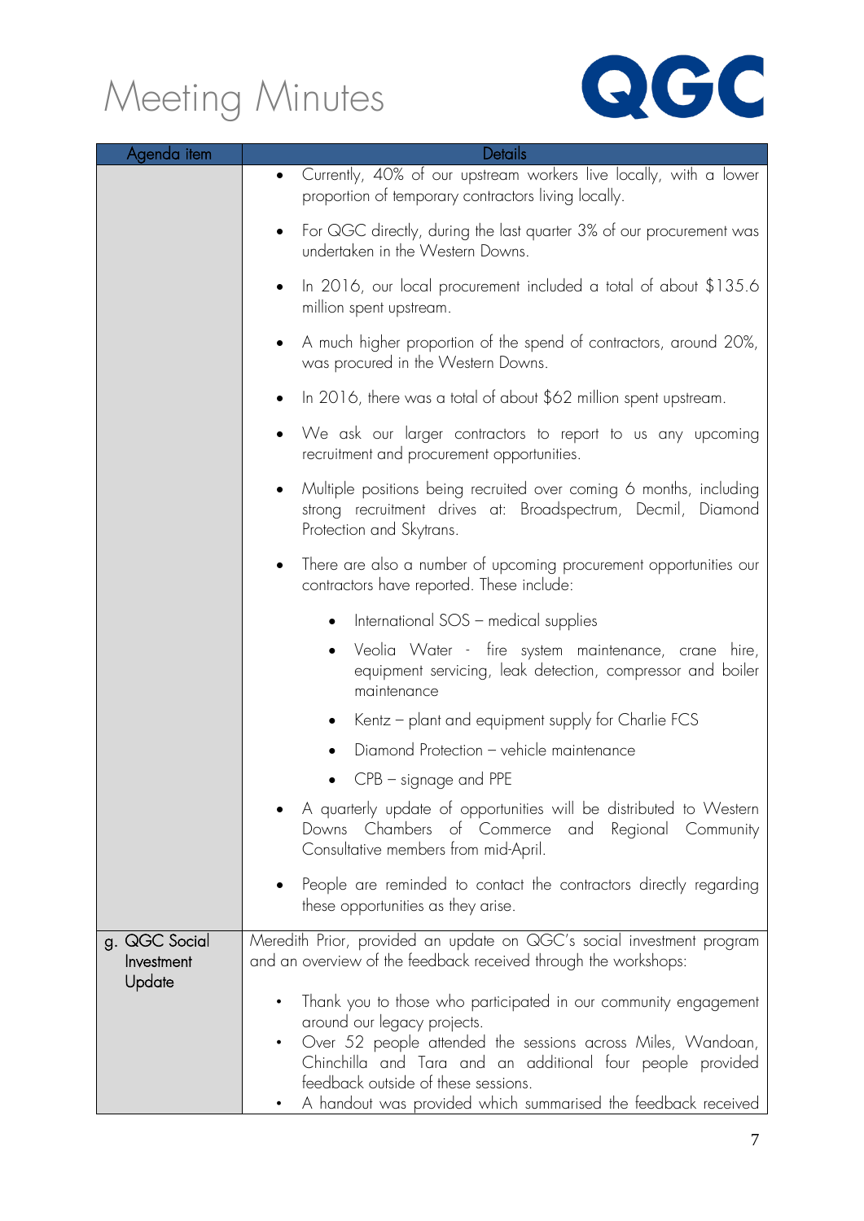# Meeting Minutes

| Agenda item | Details |
|---|---|
| | • Currently, 40% of our upstream workers live locally, with a lower proportion of temporary contractors living locally.<br><br>• For QGC directly, during the last quarter 3% of our procurement was undertaken in the Western Downs.<br><br>• In 2016, our local procurement included a total of about $135.6 million spent upstream.<br><br>• A much higher proportion of the spend of contractors, around 20%, was procured in the Western Downs.<br><br>• In 2016, there was a total of about $62 million spent upstream.<br><br>• We ask our larger contractors to report to us any upcoming recruitment and procurement opportunities.<br><br>• Multiple positions being recruited over coming 6 months, including strong recruitment drives at: Broadspectrum, Decmil, Diamond Protection and Skytrans.<br><br>• There are also a number of upcoming procurement opportunities our contractors have reported. These include:<br>  ◦ International SOS – medical supplies<br>  ◦ Veolia Water - fire system maintenance, crane hire, equipment servicing, leak detection, compressor and boiler maintenance<br>  ◦ Kentz – plant and equipment supply for Charlie FCS<br>  ◦ Diamond Protection – vehicle maintenance<br>  ◦ CPB – signage and PPE<br><br>• A quarterly update of opportunities will be distributed to Western Downs Chambers of Commerce and Regional Community Consultative members from mid-April.<br><br>• People are reminded to contact the contractors directly regarding these opportunities as they arise. |
| g. QGC Social Investment Update | Meredith Prior, provided an update on QGC's social investment program and an overview of the feedback received through the workshops:<br><br>• Thank you to those who participated in our community engagement around our legacy projects.<br>• Over 52 people attended the sessions across Miles, Wandoan, Chinchilla and Tara and an additional four people provided feedback outside of these sessions.<br>• A handout was provided which summarised the feedback received |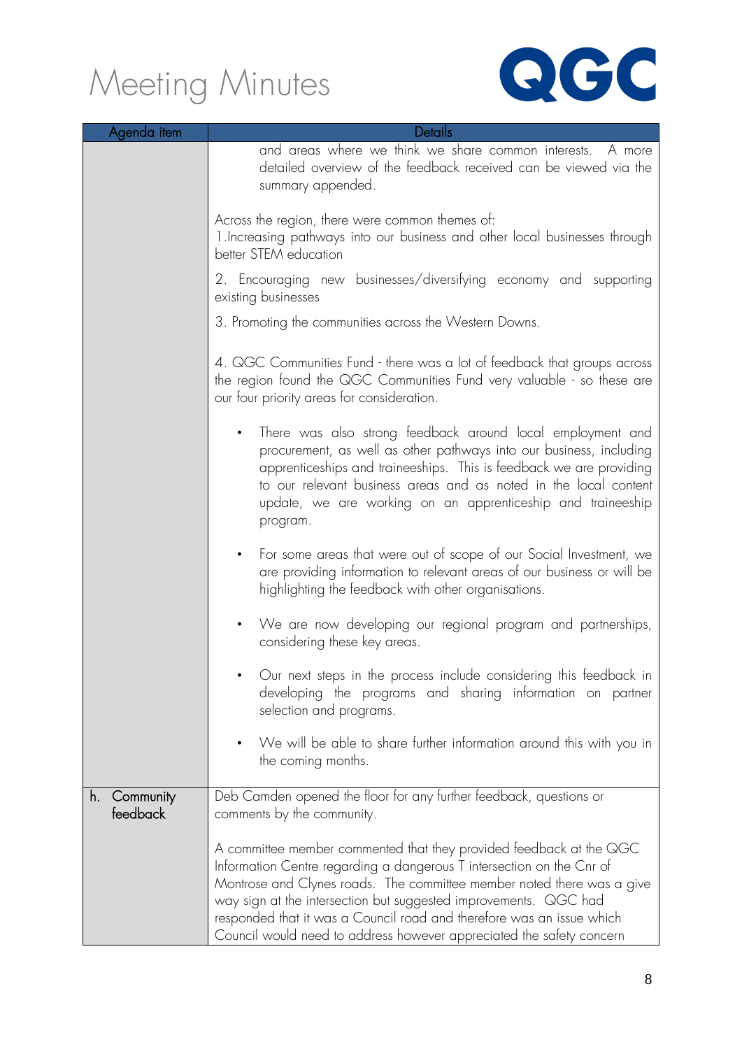# Meeting Minutes

| Agenda item | Details |
|---|---|
| | and areas where we think we share common interests. A more detailed overview of the feedback received can be viewed via the summary appended.<br><br>Across the region, there were common themes of:<br>1.Increasing pathways into our business and other local businesses through better STEM education<br><br>2. Encouraging new businesses/diversifying economy and supporting existing businesses<br><br>3. Promoting the communities across the Western Downs.<br><br>4. QGC Communities Fund - there was a lot of feedback that groups across the region found the QGC Communities Fund very valuable - so these are our four priority areas for consideration.<br><br>• There was also strong feedback around local employment and procurement, as well as other pathways into our business, including apprenticeships and traineeships. This is feedback we are providing to our relevant business areas and as noted in the local content update, we are working on an apprenticeship and traineeship program.<br><br>• For some areas that were out of scope of our Social Investment, we are providing information to relevant areas of our business or will be highlighting the feedback with other organisations.<br><br>• We are now developing our regional program and partnerships, considering these key areas.<br><br>• Our next steps in the process include considering this feedback in developing the programs and sharing information on partner selection and programs.<br><br>• We will be able to share further information around this with you in the coming months. |
| h. Community feedback | Deb Camden opened the floor for any further feedback, questions or comments by the community.<br><br>A committee member commented that they provided feedback at the QGC Information Centre regarding a dangerous T intersection on the Cnr of Montrose and Clynes roads. The committee member noted there was a give way sign at the intersection but suggested improvements. QGC had responded that it was a Council road and therefore was an issue which Council would need to address however appreciated the safety concern |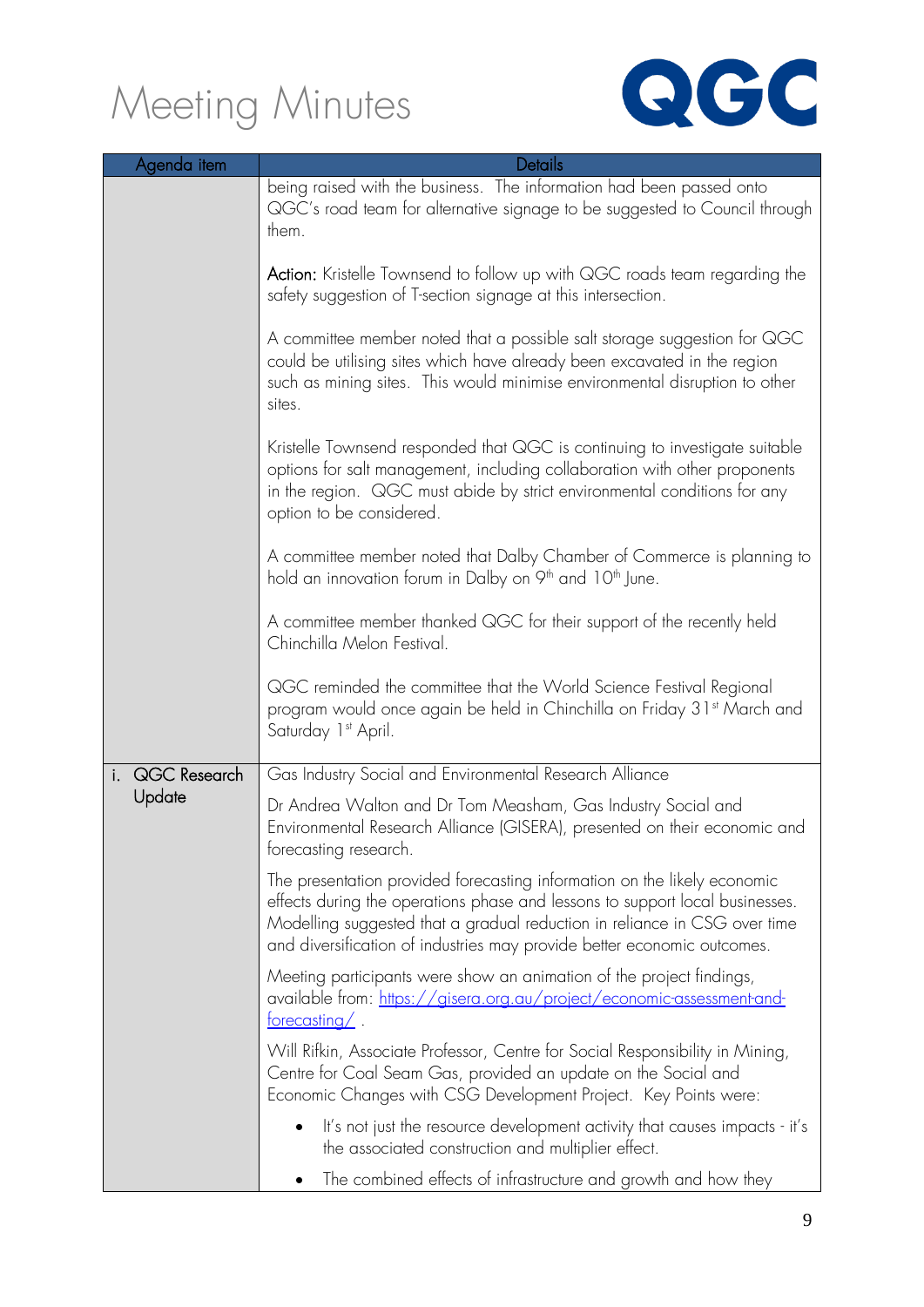# Meeting Minutes

| Agenda item | Details |
|---|---|
| | being raised with the business. The information had been passed onto QGC's road team for alternative signage to be suggested to Council through them.<br><br>**Action:** Kristelle Townsend to follow up with QGC roads team regarding the safety suggestion of T-section signage at this intersection.<br><br>A committee member noted that a possible salt storage suggestion for QGC could be utilising sites which have already been excavated in the region such as mining sites. This would minimise environmental disruption to other sites.<br><br>Kristelle Townsend responded that QGC is continuing to investigate suitable options for salt management, including collaboration with other proponents in the region. QGC must abide by strict environmental conditions for any option to be considered.<br><br>A committee member noted that Dalby Chamber of Commerce is planning to hold an innovation forum in Dalby on 9th and 10th June.<br><br>A committee member thanked QGC for their support of the recently held Chinchilla Melon Festival.<br><br>QGC reminded the committee that the World Science Festival Regional program would once again be held in Chinchilla on Friday 31st March and Saturday 1st April. |
| i. QGC Research Update | Gas Industry Social and Environmental Research Alliance<br><br>Dr Andrea Walton and Dr Tom Measham, Gas Industry Social and Environmental Research Alliance (GISERA), presented on their economic and forecasting research.<br><br>The presentation provided forecasting information on the likely economic effects during the operations phase and lessons to support local businesses. Modelling suggested that a gradual reduction in reliance in CSG over time and diversification of industries may provide better economic outcomes.<br><br>Meeting participants were show an animation of the project findings, available from: https://gisera.org.au/project/economic-assessment-and-forecasting/ .<br><br>Will Rifkin, Associate Professor, Centre for Social Responsibility in Mining, Centre for Coal Seam Gas, provided an update on the Social and Economic Changes with CSG Development Project. Key Points were:<br><br>• It's not just the resource development activity that causes impacts - it's the associated construction and multiplier effect.<br><br>• The combined effects of infrastructure and growth and how they |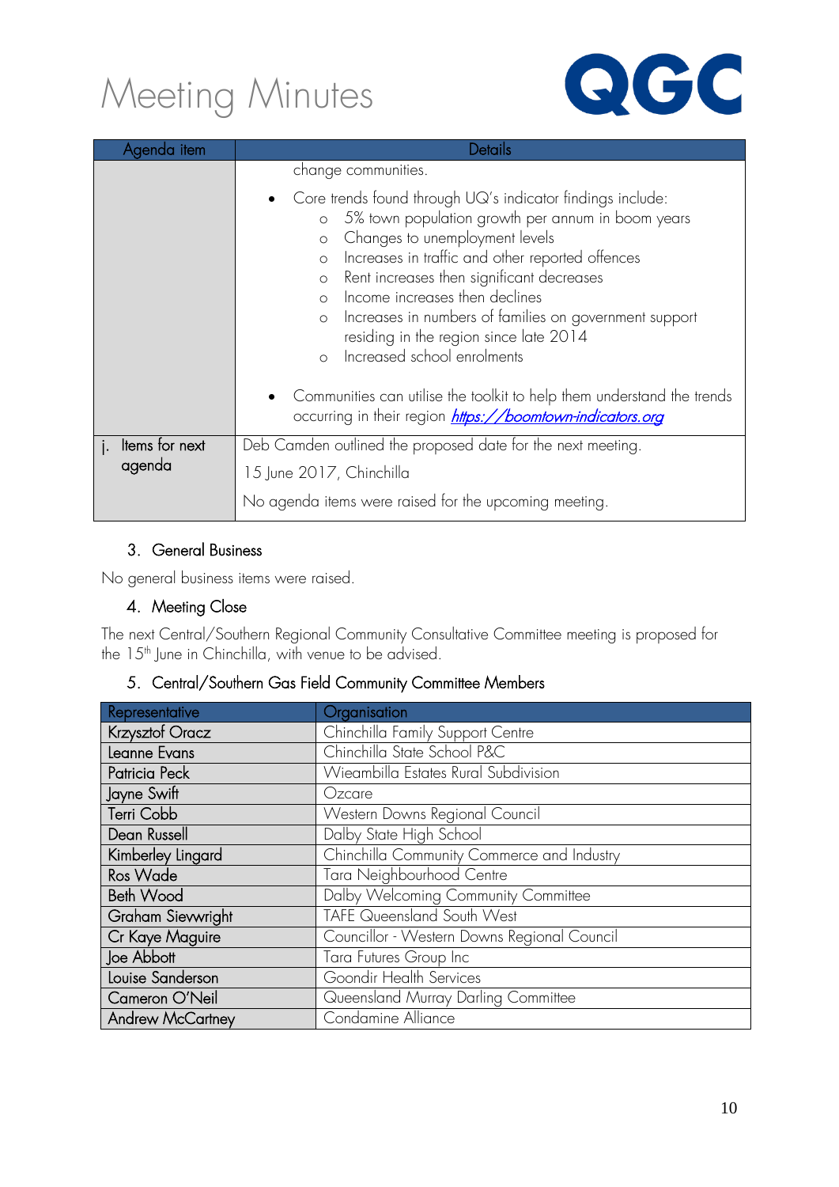# Meeting Minutes

| Agenda item | Details |
|---|---|
| | change communities.<br><br>• Core trends found through UQ's indicator findings include:<br>  ○ 5% town population growth per annum in boom years<br>  ○ Changes to unemployment levels<br>  ○ Increases in traffic and other reported offences<br>  ○ Rent increases then significant decreases<br>  ○ Income increases then declines<br>  ○ Increases in numbers of families on government support residing in the region since late 2014<br>  ○ Increased school enrolments<br><br>• Communities can utilise the toolkit to help them understand the trends occurring in their region *https://boomtown-indicators.org* |
| j. Items for next agenda | Deb Camden outlined the proposed date for the next meeting.<br><br>15 June 2017, Chinchilla<br><br>No agenda items were raised for the upcoming meeting. |

## 3. General Business

No general business items were raised.

## 4. Meeting Close

The next Central/Southern Regional Community Consultative Committee meeting is proposed for the 15th June in Chinchilla, with venue to be advised.

## 5. Central/Southern Gas Field Community Committee Members

| Representative | Organisation |
|---|---|
| Krzysztof Oracz | Chinchilla Family Support Centre |
| Leanne Evans | Chinchilla State School P&C |
| Patricia Peck | Wieambilla Estates Rural Subdivision |
| Jayne Swift | Ozcare |
| Terri Cobb | Western Downs Regional Council |
| Dean Russell | Dalby State High School |
| Kimberley Lingard | Chinchilla Community Commerce and Industry |
| Ros Wade | Tara Neighbourhood Centre |
| Beth Wood | Dalby Welcoming Community Committee |
| Graham Sievwright | TAFE Queensland South West |
| Cr Kaye Maguire | Councillor - Western Downs Regional Council |
| Joe Abbott | Tara Futures Group Inc |
| Louise Sanderson | Goondir Health Services |
| Cameron O'Neil | Queensland Murray Darling Committee |
| Andrew McCartney | Condamine Alliance |